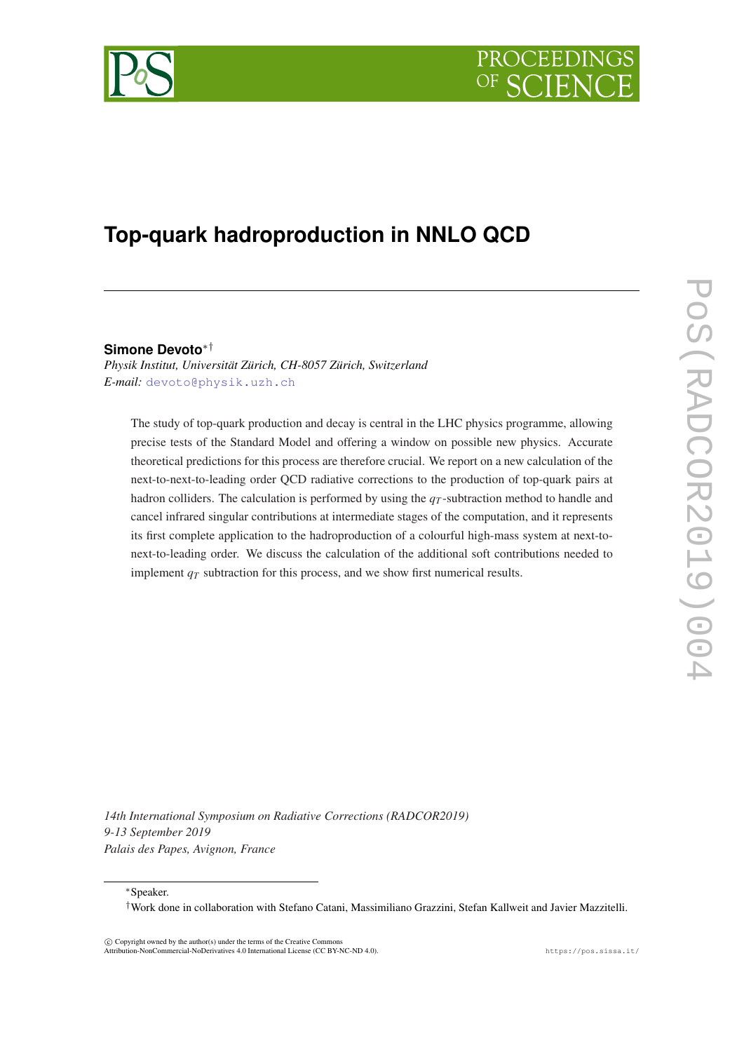# Top-quark hadroproduction in NNLO QCD

**Simone Devoto**[*][†]

*Physik Institut, Universität Zürich, CH-8057 Zürich, Switzerland*
*E-mail:* devoto@physik.uzh.ch

The study of top-quark production and decay is central in the LHC physics programme, allowing precise tests of the Standard Model and offering a window on possible new physics. Accurate theoretical predictions for this process are therefore crucial. We report on a new calculation of the next-to-next-to-leading order QCD radiative corrections to the production of top-quark pairs at hadron colliders. The calculation is performed by using the $q_T$-subtraction method to handle and cancel infrared singular contributions at intermediate stages of the computation, and it represents its first complete application to the hadroproduction of a colourful high-mass system at next-to-next-to-leading order. We discuss the calculation of the additional soft contributions needed to implement $q_T$ subtraction for this process, and we show first numerical results.

*14th International Symposium on Radiative Corrections (RADCOR2019)*
*9-13 September 2019*
*Palais des Papes, Avignon, France*

[*]Speaker.

[†]Work done in collaboration with Stefano Catani, Massimiliano Grazzini, Stefan Kallweit and Javier Mazzitelli.

© Copyright owned by the author(s) under the terms of the Creative Commons Attribution-NonCommercial-NoDerivatives 4.0 International License (CC BY-NC-ND 4.0).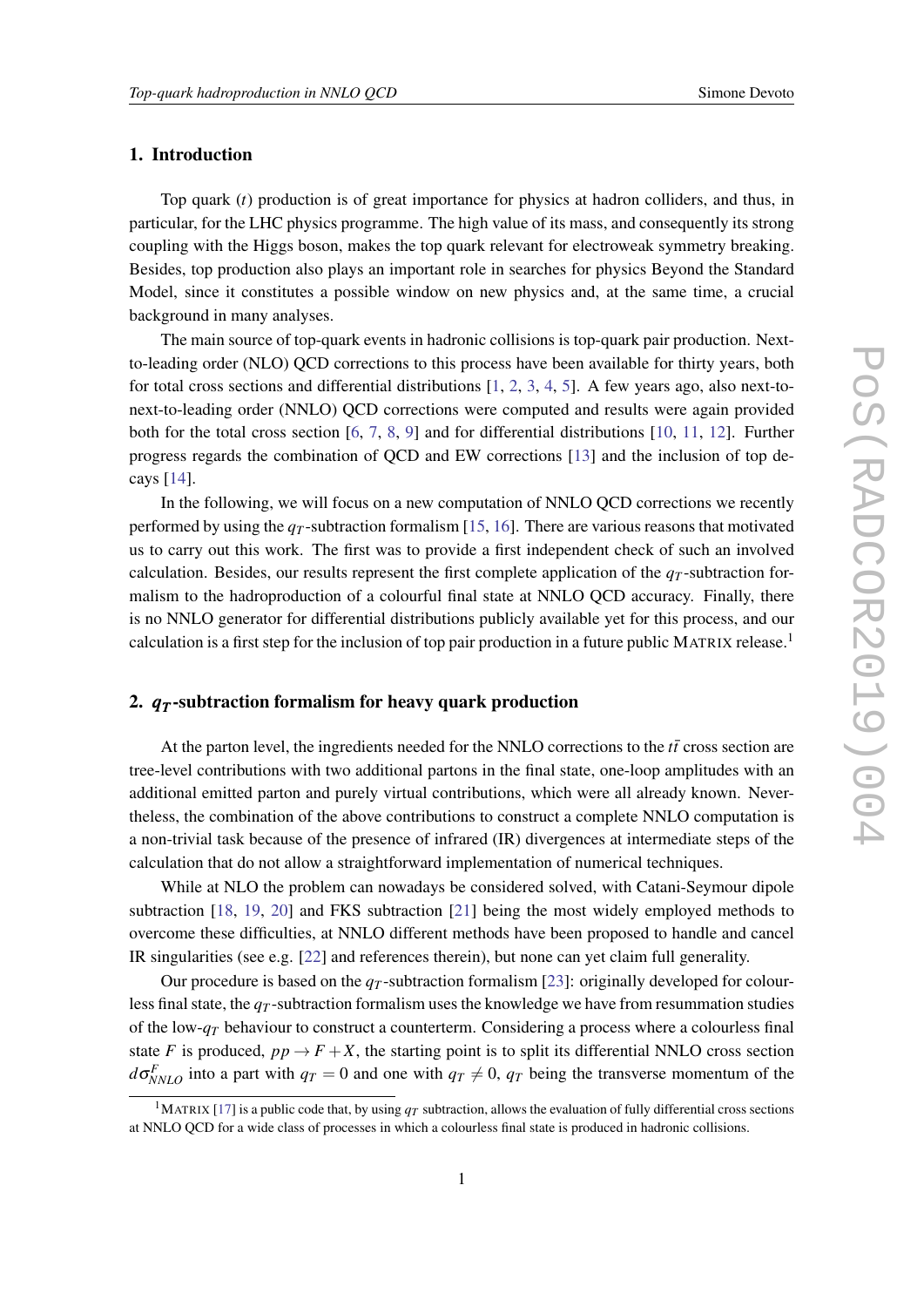## 1. Introduction

Top quark ($t$) production is of great importance for physics at hadron colliders, and thus, in particular, for the LHC physics programme. The high value of its mass, and consequently its strong coupling with the Higgs boson, makes the top quark relevant for electroweak symmetry breaking. Besides, top production also plays an important role in searches for physics Beyond the Standard Model, since it constitutes a possible window on new physics and, at the same time, a crucial background in many analyses.

The main source of top-quark events in hadronic collisions is top-quark pair production. Next-to-leading order (NLO) QCD corrections to this process have been available for thirty years, both for total cross sections and differential distributions [1, 2, 3, 4, 5]. A few years ago, also next-to-next-to-leading order (NNLO) QCD corrections were computed and results were again provided both for the total cross section [6, 7, 8, 9] and for differential distributions [10, 11, 12]. Further progress regards the combination of QCD and EW corrections [13] and the inclusion of top decays [14].

In the following, we will focus on a new computation of NNLO QCD corrections we recently performed by using the $q_T$-subtraction formalism [15, 16]. There are various reasons that motivated us to carry out this work. The first was to provide a first independent check of such an involved calculation. Besides, our results represent the first complete application of the $q_T$-subtraction formalism to the hadroproduction of a colourful final state at NNLO QCD accuracy. Finally, there is no NNLO generator for differential distributions publicly available yet for this process, and our calculation is a first step for the inclusion of top pair production in a future public MATRIX release.[1]

## 2. $q_T$-subtraction formalism for heavy quark production

At the parton level, the ingredients needed for the NNLO corrections to the $t\bar{t}$ cross section are tree-level contributions with two additional partons in the final state, one-loop amplitudes with an additional emitted parton and purely virtual contributions, which were all already known. Nevertheless, the combination of the above contributions to construct a complete NNLO computation is a non-trivial task because of the presence of infrared (IR) divergences at intermediate steps of the calculation that do not allow a straightforward implementation of numerical techniques.

While at NLO the problem can nowadays be considered solved, with Catani-Seymour dipole subtraction [18, 19, 20] and FKS subtraction [21] being the most widely employed methods to overcome these difficulties, at NNLO different methods have been proposed to handle and cancel IR singularities (see e.g. [22] and references therein), but none can yet claim full generality.

Our procedure is based on the $q_T$-subtraction formalism [23]: originally developed for colourless final state, the $q_T$-subtraction formalism uses the knowledge we have from resummation studies of the low-$q_T$ behaviour to construct a counterterm. Considering a process where a colourless final state $F$ is produced, $pp \to F + X$, the starting point is to split its differential NNLO cross section $d\sigma^F_{NNLO}$ into a part with $q_T = 0$ and one with $q_T \neq 0$, $q_T$ being the transverse momentum of the

[1] MATRIX [17] is a public code that, by using $q_T$ subtraction, allows the evaluation of fully differential cross sections at NNLO QCD for a wide class of processes in which a colourless final state is produced in hadronic collisions.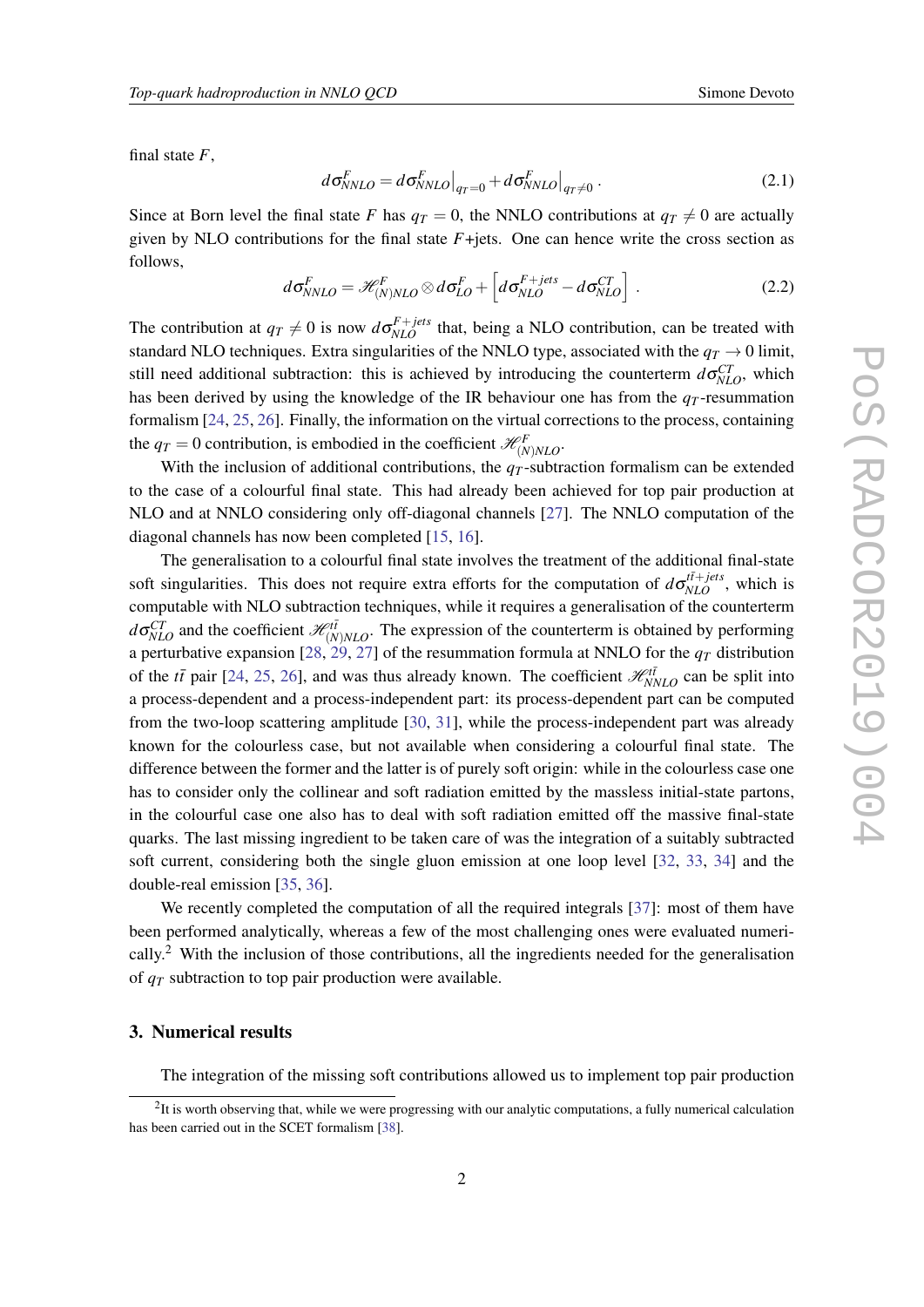final state $F$,

$$d\sigma^{F}_{NNLO} = d\sigma^{F}_{NNLO}\big|_{q_T=0} + d\sigma^{F}_{NNLO}\big|_{q_T\neq 0} \,. \tag{2.1}$$

Since at Born level the final state $F$ has $q_T = 0$, the NNLO contributions at $q_T \neq 0$ are actually given by NLO contributions for the final state $F$+jets. One can hence write the cross section as follows,

$$d\sigma^{F}_{NNLO} = \mathscr{H}^{F}_{(N)NLO} \otimes d\sigma^{F}_{LO} + \left[ d\sigma^{F+jets}_{NLO} - d\sigma^{CT}_{NLO} \right] \,. \tag{2.2}$$

The contribution at $q_T \neq 0$ is now $d\sigma^{F+jets}_{NLO}$ that, being a NLO contribution, can be treated with standard NLO techniques. Extra singularities of the NNLO type, associated with the $q_T \to 0$ limit, still need additional subtraction: this is achieved by introducing the counterterm $d\sigma^{CT}_{NLO}$, which has been derived by using the knowledge of the IR behaviour one has from the $q_T$-resummation formalism [24, 25, 26]. Finally, the information on the virtual corrections to the process, containing the $q_T = 0$ contribution, is embodied in the coefficient $\mathscr{H}^{F}_{(N)NLO}$.

With the inclusion of additional contributions, the $q_T$-subtraction formalism can be extended to the case of a colourful final state. This had already been achieved for top pair production at NLO and at NNLO considering only off-diagonal channels [27]. The NNLO computation of the diagonal channels has now been completed [15, 16].

The generalisation to a colourful final state involves the treatment of the additional final-state soft singularities. This does not require extra efforts for the computation of $d\sigma^{t\bar{t}+jets}_{NLO}$, which is computable with NLO subtraction techniques, while it requires a generalisation of the counterterm $d\sigma^{CT}_{NLO}$ and the coefficient $\mathscr{H}^{t\bar{t}}_{(N)NLO}$. The expression of the counterterm is obtained by performing a perturbative expansion [28, 29, 27] of the resummation formula at NNLO for the $q_T$ distribution of the $t\bar{t}$ pair [24, 25, 26], and was thus already known. The coefficient $\mathscr{H}^{t\bar{t}}_{NNLO}$ can be split into a process-dependent and a process-independent part: its process-dependent part can be computed from the two-loop scattering amplitude [30, 31], while the process-independent part was already known for the colourless case, but not available when considering a colourful final state. The difference between the former and the latter is of purely soft origin: while in the colourless case one has to consider only the collinear and soft radiation emitted by the massless initial-state partons, in the colourful case one also has to deal with soft radiation emitted off the massive final-state quarks. The last missing ingredient to be taken care of was the integration of a suitably subtracted soft current, considering both the single gluon emission at one loop level [32, 33, 34] and the double-real emission [35, 36].

We recently completed the computation of all the required integrals [37]: most of them have been performed analytically, whereas a few of the most challenging ones were evaluated numerically.[2] With the inclusion of those contributions, all the ingredients needed for the generalisation of $q_T$ subtraction to top pair production were available.

## 3. Numerical results

The integration of the missing soft contributions allowed us to implement top pair production

[2]It is worth observing that, while we were progressing with our analytic computations, a fully numerical calculation has been carried out in the SCET formalism [38].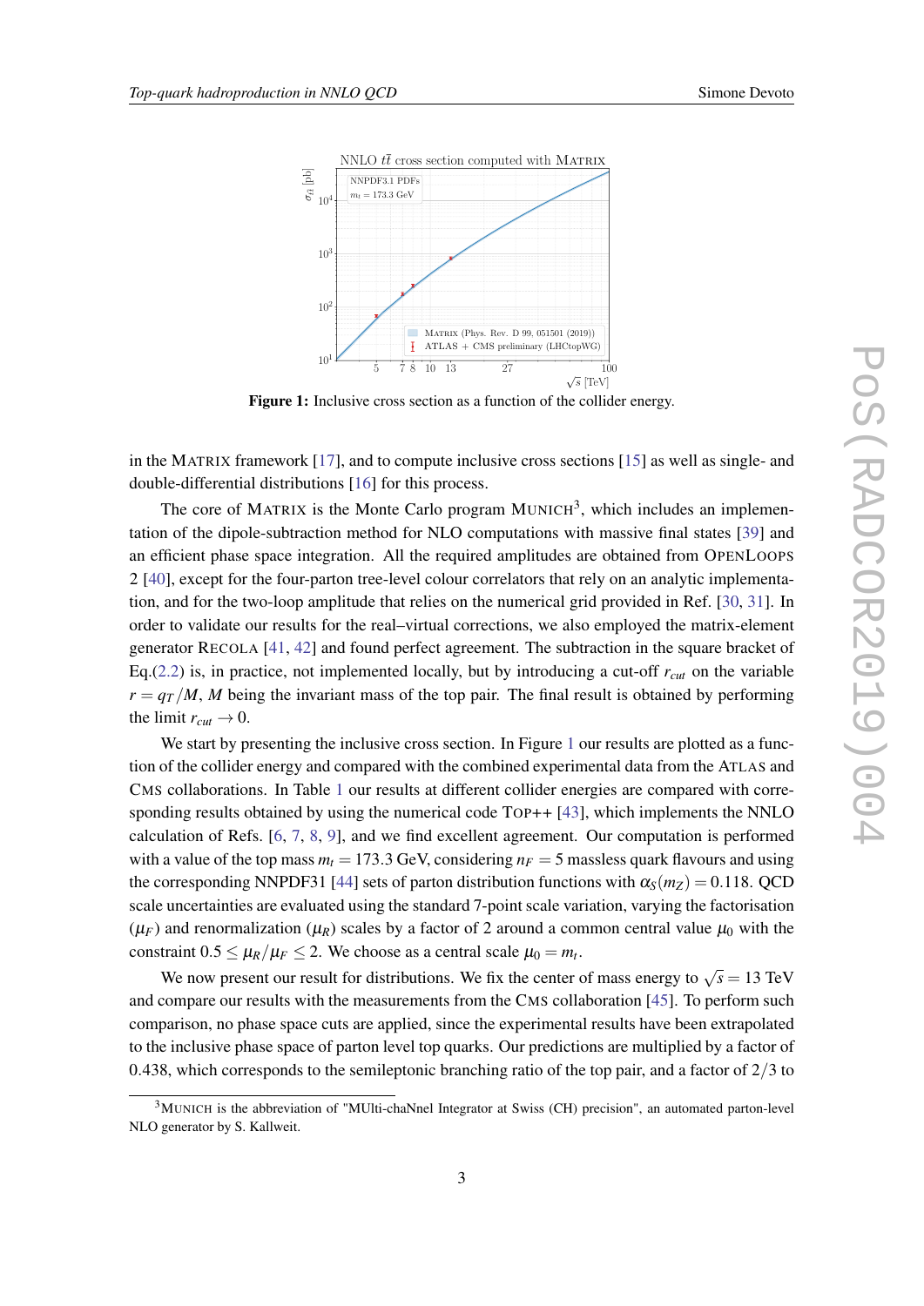Figure 1: Inclusive cross section as a function of the collider energy.

in the MATRIX framework [17], and to compute inclusive cross sections [15] as well as single- and double-differential distributions [16] for this process.

The core of MATRIX is the Monte Carlo program MUNICH[3], which includes an implementation of the dipole-subtraction method for NLO computations with massive final states [39] and an efficient phase space integration. All the required amplitudes are obtained from OPENLOOPS 2 [40], except for the four-parton tree-level colour correlators that rely on an analytic implementation, and for the two-loop amplitude that relies on the numerical grid provided in Ref. [30, 31]. In order to validate our results for the real–virtual corrections, we also employed the matrix-element generator RECOLA [41, 42] and found perfect agreement. The subtraction in the square bracket of Eq.(2.2) is, in practice, not implemented locally, but by introducing a cut-off $r_{cut}$ on the variable $r = q_T/M$, $M$ being the invariant mass of the top pair. The final result is obtained by performing the limit $r_{cut} \to 0$.

We start by presenting the inclusive cross section. In Figure 1 our results are plotted as a function of the collider energy and compared with the combined experimental data from the ATLAS and CMS collaborations. In Table 1 our results at different collider energies are compared with corresponding results obtained by using the numerical code TOP++ [43], which implements the NNLO calculation of Refs. [6, 7, 8, 9], and we find excellent agreement. Our computation is performed with a value of the top mass $m_t = 173.3$ GeV, considering $n_F = 5$ massless quark flavours and using the corresponding NNPDF31 [44] sets of parton distribution functions with $\alpha_S(m_Z) = 0.118$. QCD scale uncertainties are evaluated using the standard 7-point scale variation, varying the factorisation ($\mu_F$) and renormalization ($\mu_R$) scales by a factor of 2 around a common central value $\mu_0$ with the constraint $0.5 \leq \mu_R/\mu_F \leq 2$. We choose as a central scale $\mu_0 = m_t$.

We now present our result for distributions. We fix the center of mass energy to $\sqrt{s} = 13$ TeV and compare our results with the measurements from the CMS collaboration [45]. To perform such comparison, no phase space cuts are applied, since the experimental results have been extrapolated to the inclusive phase space of parton level top quarks. Our predictions are multiplied by a factor of 0.438, which corresponds to the semileptonic branching ratio of the top pair, and a factor of 2/3 to

[3] MUNICH is the abbreviation of "MUlti-chaNnel Integrator at Swiss (CH) precision", an automated parton-level NLO generator by S. Kallweit.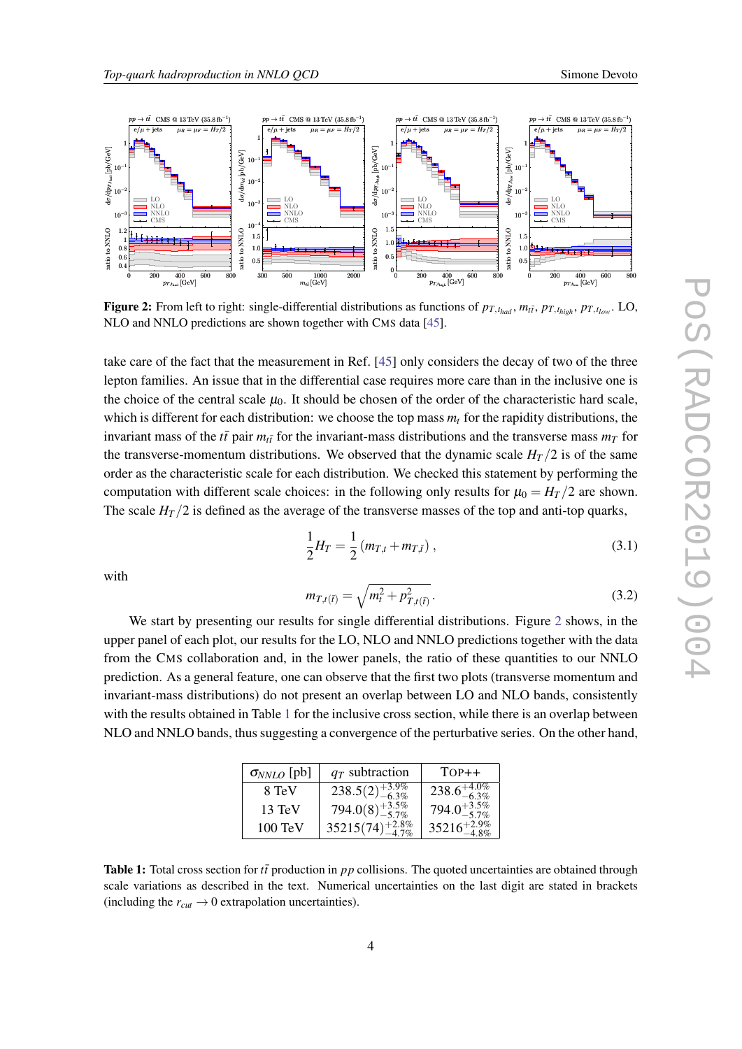**Figure 2:** From left to right: single-differential distributions as functions of $p_{T,t_{had}}$, $m_{t\bar{t}}$, $p_{T,t_{high}}$, $p_{T,t_{low}}$. LO, NLO and NNLO predictions are shown together with CMS data [45].

take care of the fact that the measurement in Ref. [45] only considers the decay of two of the three lepton families. An issue that in the differential case requires more care than in the inclusive one is the choice of the central scale $\mu_0$. It should be chosen of the order of the characteristic hard scale, which is different for each distribution: we choose the top mass $m_t$ for the rapidity distributions, the invariant mass of the $t\bar{t}$ pair $m_{t\bar{t}}$ for the invariant-mass distributions and the transverse mass $m_T$ for the transverse-momentum distributions. We observed that the dynamic scale $H_T/2$ is of the same order as the characteristic scale for each distribution. We checked this statement by performing the computation with different scale choices: in the following only results for $\mu_0 = H_T/2$ are shown. The scale $H_T/2$ is defined as the average of the transverse masses of the top and anti-top quarks,

$$\frac{1}{2}H_T = \frac{1}{2}\left(m_{T,t} + m_{T,\bar{t}}\right), \tag{3.1}$$

with

$$m_{T,t(\bar{t})} = \sqrt{m_t^2 + p_{T,t(\bar{t})}^2}. \tag{3.2}$$

We start by presenting our results for single differential distributions. Figure 2 shows, in the upper panel of each plot, our results for the LO, NLO and NNLO predictions together with the data from the CMS collaboration and, in the lower panels, the ratio of these quantities to our NNLO prediction. As a general feature, one can observe that the first two plots (transverse momentum and invariant-mass distributions) do not present an overlap between LO and NLO bands, consistently with the results obtained in Table 1 for the inclusive cross section, while there is an overlap between NLO and NNLO bands, thus suggesting a convergence of the perturbative series. On the other hand,

| $\sigma_{NNLO}$ [pb] | $q_T$ subtraction | TOP++ |
|---|---|---|
| 8 TeV | $238.5(2)^{+3.9\%}_{-6.3\%}$ | $238.6^{+4.0\%}_{-6.3\%}$ |
| 13 TeV | $794.0(8)^{+3.5\%}_{-5.7\%}$ | $794.0^{+3.5\%}_{-5.7\%}$ |
| 100 TeV | $35215(74)^{+2.8\%}_{-4.7\%}$ | $35216^{+2.9\%}_{-4.8\%}$ |

**Table 1:** Total cross section for $t\bar{t}$ production in $pp$ collisions. The quoted uncertainties are obtained through scale variations as described in the text. Numerical uncertainties on the last digit are stated in brackets (including the $r_{cut} \to 0$ extrapolation uncertainties).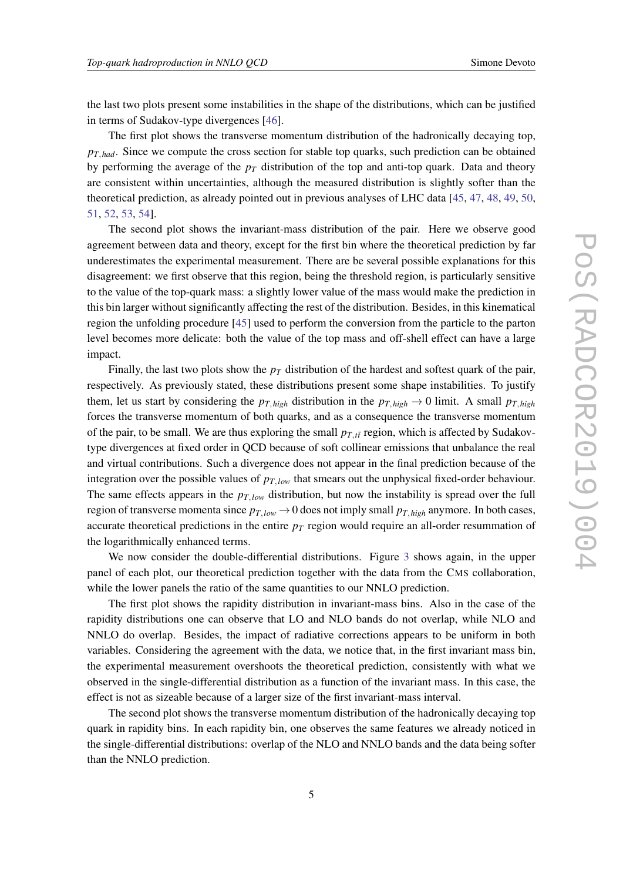the last two plots present some instabilities in the shape of the distributions, which can be justified in terms of Sudakov-type divergences [46].

The first plot shows the transverse momentum distribution of the hadronically decaying top, $p_{T,had}$. Since we compute the cross section for stable top quarks, such prediction can be obtained by performing the average of the $p_T$ distribution of the top and anti-top quark. Data and theory are consistent within uncertainties, although the measured distribution is slightly softer than the theoretical prediction, as already pointed out in previous analyses of LHC data [45, 47, 48, 49, 50, 51, 52, 53, 54].

The second plot shows the invariant-mass distribution of the pair. Here we observe good agreement between data and theory, except for the first bin where the theoretical prediction by far underestimates the experimental measurement. There are be several possible explanations for this disagreement: we first observe that this region, being the threshold region, is particularly sensitive to the value of the top-quark mass: a slightly lower value of the mass would make the prediction in this bin larger without significantly affecting the rest of the distribution. Besides, in this kinematical region the unfolding procedure [45] used to perform the conversion from the particle to the parton level becomes more delicate: both the value of the top mass and off-shell effect can have a large impact.

Finally, the last two plots show the $p_T$ distribution of the hardest and softest quark of the pair, respectively. As previously stated, these distributions present some shape instabilities. To justify them, let us start by considering the $p_{T,high}$ distribution in the $p_{T,high} \to 0$ limit. A small $p_{T,high}$ forces the transverse momentum of both quarks, and as a consequence the transverse momentum of the pair, to be small. We are thus exploring the small $p_{T,t\bar{t}}$ region, which is affected by Sudakov-type divergences at fixed order in QCD because of soft collinear emissions that unbalance the real and virtual contributions. Such a divergence does not appear in the final prediction because of the integration over the possible values of $p_{T,low}$ that smears out the unphysical fixed-order behaviour. The same effects appears in the $p_{T,low}$ distribution, but now the instability is spread over the full region of transverse momenta since $p_{T,low} \to 0$ does not imply small $p_{T,high}$ anymore. In both cases, accurate theoretical predictions in the entire $p_T$ region would require an all-order resummation of the logarithmically enhanced terms.

We now consider the double-differential distributions. Figure 3 shows again, in the upper panel of each plot, our theoretical prediction together with the data from the CMS collaboration, while the lower panels the ratio of the same quantities to our NNLO prediction.

The first plot shows the rapidity distribution in invariant-mass bins. Also in the case of the rapidity distributions one can observe that LO and NLO bands do not overlap, while NLO and NNLO do overlap. Besides, the impact of radiative corrections appears to be uniform in both variables. Considering the agreement with the data, we notice that, in the first invariant mass bin, the experimental measurement overshoots the theoretical prediction, consistently with what we observed in the single-differential distribution as a function of the invariant mass. In this case, the effect is not as sizeable because of a larger size of the first invariant-mass interval.

The second plot shows the transverse momentum distribution of the hadronically decaying top quark in rapidity bins. In each rapidity bin, one observes the same features we already noticed in the single-differential distributions: overlap of the NLO and NNLO bands and the data being softer than the NNLO prediction.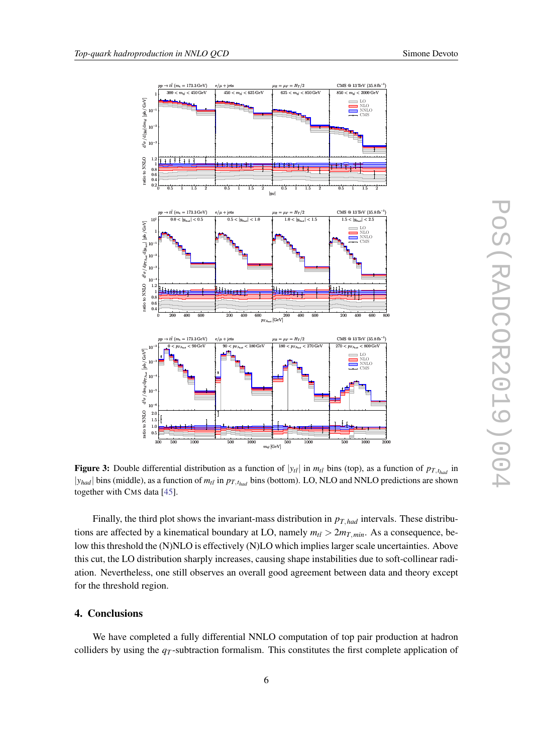**Figure 3:** Double differential distribution as a function of $|y_{t\bar{t}}|$ in $m_{t\bar{t}}$ bins (top), as a function of $p_{T,t_{had}}$ in $|y_{had}|$ bins (middle), as a function of $m_{t\bar{t}}$ in $p_{T,t_{had}}$ bins (bottom). LO, NLO and NNLO predictions are shown together with CMS data [45].

Finally, the third plot shows the invariant-mass distribution in $p_{T,had}$ intervals. These distributions are affected by a kinematical boundary at LO, namely $m_{t\bar{t}} > 2m_{T,min}$. As a consequence, below this threshold the (N)NLO is effectively (N)LO which implies larger scale uncertainties. Above this cut, the LO distribution sharply increases, causing shape instabilities due to soft-collinear radiation. Nevertheless, one still observes an overall good agreement between data and theory except for the threshold region.

## 4. Conclusions

We have completed a fully differential NNLO computation of top pair production at hadron colliders by using the $q_T$-subtraction formalism. This constitutes the first complete application of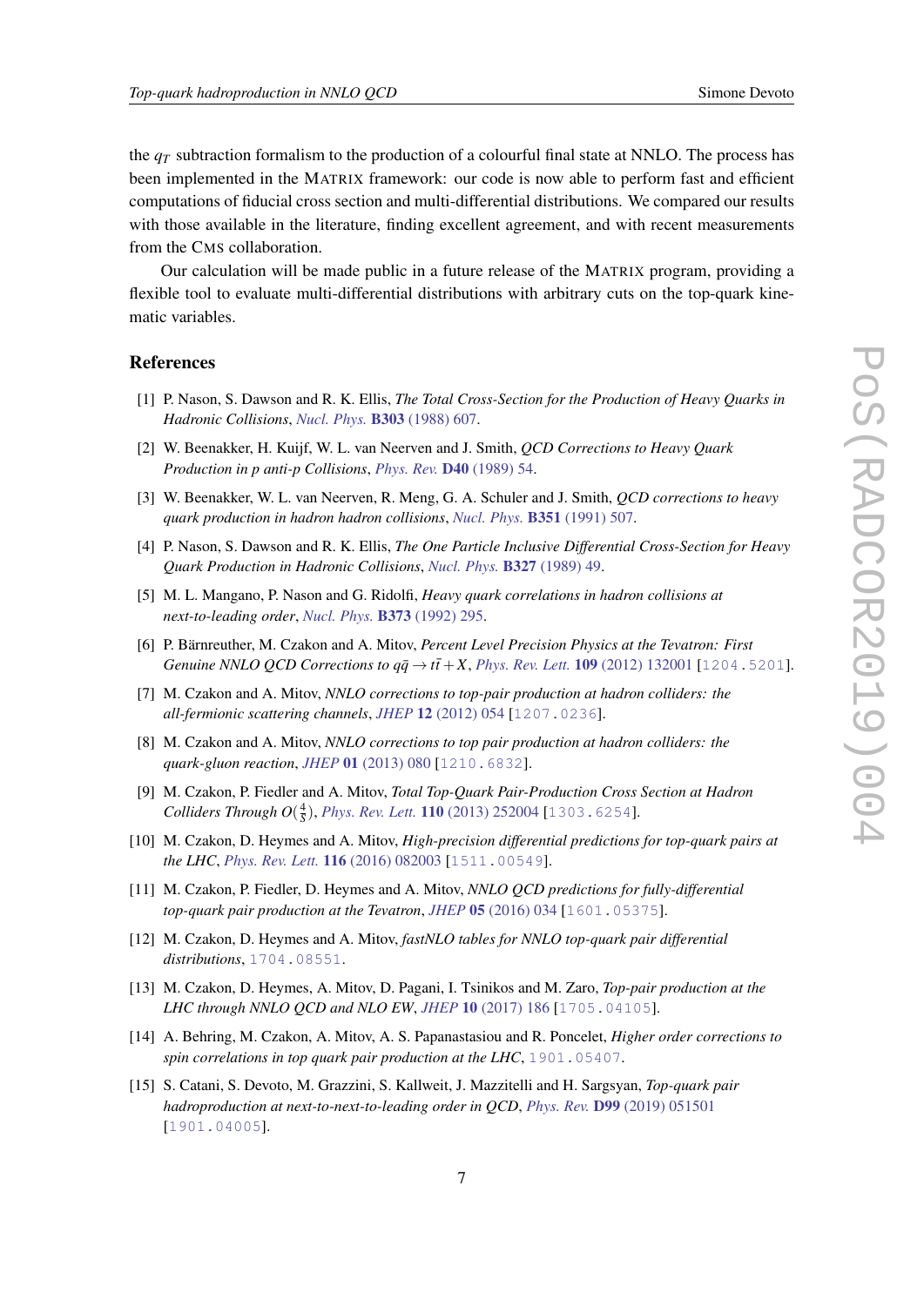the $q_T$ subtraction formalism to the production of a colourful final state at NNLO. The process has been implemented in the MATRIX framework: our code is now able to perform fast and efficient computations of fiducial cross section and multi-differential distributions. We compared our results with those available in the literature, finding excellent agreement, and with recent measurements from the CMS collaboration.

Our calculation will be made public in a future release of the MATRIX program, providing a flexible tool to evaluate multi-differential distributions with arbitrary cuts on the top-quark kinematic variables.

## References

[1] P. Nason, S. Dawson and R. K. Ellis, *The Total Cross-Section for the Production of Heavy Quarks in Hadronic Collisions*, *Nucl. Phys.* **B303** (1988) 607.

[2] W. Beenakker, H. Kuijf, W. L. van Neerven and J. Smith, *QCD Corrections to Heavy Quark Production in p anti-p Collisions*, *Phys. Rev.* **D40** (1989) 54.

[3] W. Beenakker, W. L. van Neerven, R. Meng, G. A. Schuler and J. Smith, *QCD corrections to heavy quark production in hadron hadron collisions*, *Nucl. Phys.* **B351** (1991) 507.

[4] P. Nason, S. Dawson and R. K. Ellis, *The One Particle Inclusive Differential Cross-Section for Heavy Quark Production in Hadronic Collisions*, *Nucl. Phys.* **B327** (1989) 49.

[5] M. L. Mangano, P. Nason and G. Ridolfi, *Heavy quark correlations in hadron collisions at next-to-leading order*, *Nucl. Phys.* **B373** (1992) 295.

[6] P. Bärnreuther, M. Czakon and A. Mitov, *Percent Level Precision Physics at the Tevatron: First Genuine NNLO QCD Corrections to $q\bar{q} \to t\bar{t} + X$*, *Phys. Rev. Lett.* **109** (2012) 132001 [1204.5201].

[7] M. Czakon and A. Mitov, *NNLO corrections to top-pair production at hadron colliders: the all-fermionic scattering channels*, *JHEP* **12** (2012) 054 [1207.0236].

[8] M. Czakon and A. Mitov, *NNLO corrections to top pair production at hadron colliders: the quark-gluon reaction*, *JHEP* **01** (2013) 080 [1210.6832].

[9] M. Czakon, P. Fiedler and A. Mitov, *Total Top-Quark Pair-Production Cross Section at Hadron Colliders Through $O(\frac{4}{S})$*, *Phys. Rev. Lett.* **110** (2013) 252004 [1303.6254].

[10] M. Czakon, D. Heymes and A. Mitov, *High-precision differential predictions for top-quark pairs at the LHC*, *Phys. Rev. Lett.* **116** (2016) 082003 [1511.00549].

[11] M. Czakon, P. Fiedler, D. Heymes and A. Mitov, *NNLO QCD predictions for fully-differential top-quark pair production at the Tevatron*, *JHEP* **05** (2016) 034 [1601.05375].

[12] M. Czakon, D. Heymes and A. Mitov, *fastNLO tables for NNLO top-quark pair differential distributions*, 1704.08551.

[13] M. Czakon, D. Heymes, A. Mitov, D. Pagani, I. Tsinikos and M. Zaro, *Top-pair production at the LHC through NNLO QCD and NLO EW*, *JHEP* **10** (2017) 186 [1705.04105].

[14] A. Behring, M. Czakon, A. Mitov, A. S. Papanastasiou and R. Poncelet, *Higher order corrections to spin correlations in top quark pair production at the LHC*, 1901.05407.

[15] S. Catani, S. Devoto, M. Grazzini, S. Kallweit, J. Mazzitelli and H. Sargsyan, *Top-quark pair hadroproduction at next-to-next-to-leading order in QCD*, *Phys. Rev.* **D99** (2019) 051501 [1901.04005].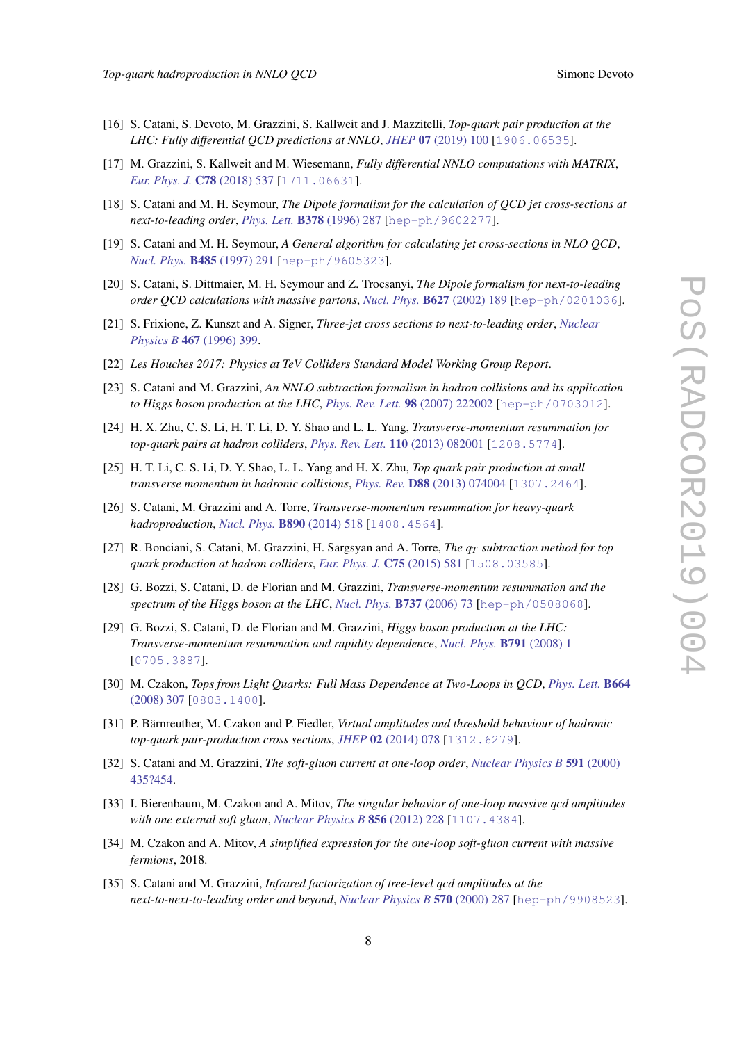[16] S. Catani, S. Devoto, M. Grazzini, S. Kallweit and J. Mazzitelli, *Top-quark pair production at the LHC: Fully differential QCD predictions at NNLO*, *JHEP* **07** (2019) 100 [1906.06535].

[17] M. Grazzini, S. Kallweit and M. Wiesemann, *Fully differential NNLO computations with MATRIX*, *Eur. Phys. J.* **C78** (2018) 537 [1711.06631].

[18] S. Catani and M. H. Seymour, *The Dipole formalism for the calculation of QCD jet cross-sections at next-to-leading order*, *Phys. Lett.* **B378** (1996) 287 [hep-ph/9602277].

[19] S. Catani and M. H. Seymour, *A General algorithm for calculating jet cross-sections in NLO QCD*, *Nucl. Phys.* **B485** (1997) 291 [hep-ph/9605323].

[20] S. Catani, S. Dittmaier, M. H. Seymour and Z. Trocsanyi, *The Dipole formalism for next-to-leading order QCD calculations with massive partons*, *Nucl. Phys.* **B627** (2002) 189 [hep-ph/0201036].

[21] S. Frixione, Z. Kunszt and A. Signer, *Three-jet cross sections to next-to-leading order*, *Nuclear Physics B* **467** (1996) 399.

[22] *Les Houches 2017: Physics at TeV Colliders Standard Model Working Group Report*.

[23] S. Catani and M. Grazzini, *An NNLO subtraction formalism in hadron collisions and its application to Higgs boson production at the LHC*, *Phys. Rev. Lett.* **98** (2007) 222002 [hep-ph/0703012].

[24] H. X. Zhu, C. S. Li, H. T. Li, D. Y. Shao and L. L. Yang, *Transverse-momentum resummation for top-quark pairs at hadron colliders*, *Phys. Rev. Lett.* **110** (2013) 082001 [1208.5774].

[25] H. T. Li, C. S. Li, D. Y. Shao, L. L. Yang and H. X. Zhu, *Top quark pair production at small transverse momentum in hadronic collisions*, *Phys. Rev.* **D88** (2013) 074004 [1307.2464].

[26] S. Catani, M. Grazzini and A. Torre, *Transverse-momentum resummation for heavy-quark hadroproduction*, *Nucl. Phys.* **B890** (2014) 518 [1408.4564].

[27] R. Bonciani, S. Catani, M. Grazzini, H. Sargsyan and A. Torre, *The $q_T$ subtraction method for top quark production at hadron colliders*, *Eur. Phys. J.* **C75** (2015) 581 [1508.03585].

[28] G. Bozzi, S. Catani, D. de Florian and M. Grazzini, *Transverse-momentum resummation and the spectrum of the Higgs boson at the LHC*, *Nucl. Phys.* **B737** (2006) 73 [hep-ph/0508068].

[29] G. Bozzi, S. Catani, D. de Florian and M. Grazzini, *Higgs boson production at the LHC: Transverse-momentum resummation and rapidity dependence*, *Nucl. Phys.* **B791** (2008) 1 [0705.3887].

[30] M. Czakon, *Tops from Light Quarks: Full Mass Dependence at Two-Loops in QCD*, *Phys. Lett.* **B664** (2008) 307 [0803.1400].

[31] P. Bärnreuther, M. Czakon and P. Fiedler, *Virtual amplitudes and threshold behaviour of hadronic top-quark pair-production cross sections*, *JHEP* **02** (2014) 078 [1312.6279].

[32] S. Catani and M. Grazzini, *The soft-gluon current at one-loop order*, *Nuclear Physics B* **591** (2000) 435?454.

[33] I. Bierenbaum, M. Czakon and A. Mitov, *The singular behavior of one-loop massive qcd amplitudes with one external soft gluon*, *Nuclear Physics B* **856** (2012) 228 [1107.4384].

[34] M. Czakon and A. Mitov, *A simplified expression for the one-loop soft-gluon current with massive fermions*, 2018.

[35] S. Catani and M. Grazzini, *Infrared factorization of tree-level qcd amplitudes at the next-to-next-to-leading order and beyond*, *Nuclear Physics B* **570** (2000) 287 [hep-ph/9908523].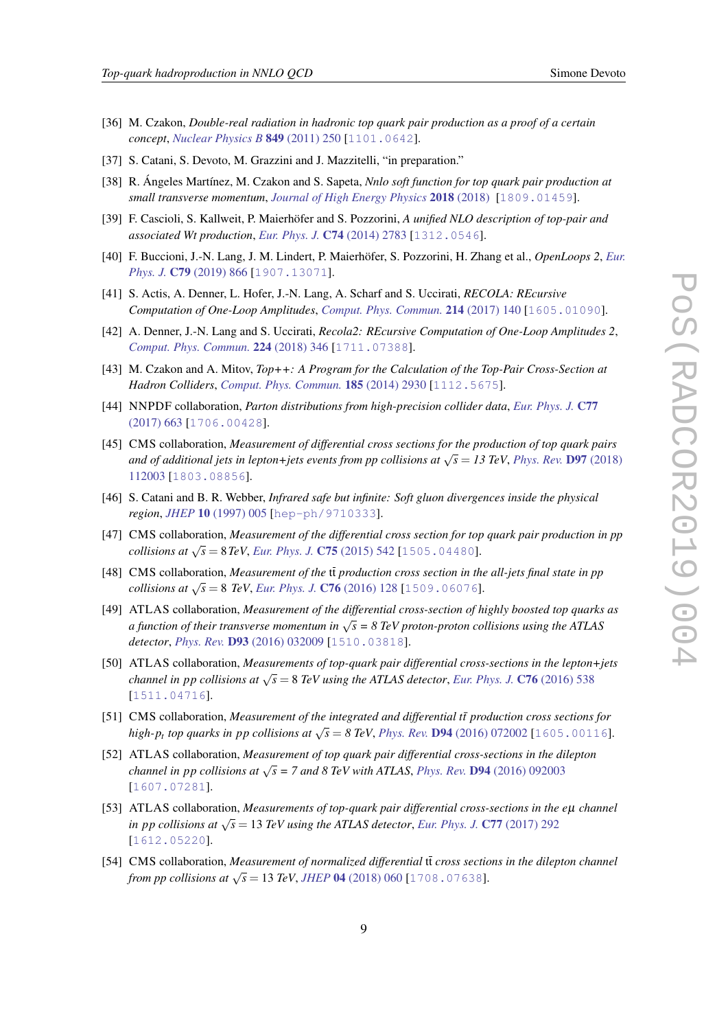[36] M. Czakon, *Double-real radiation in hadronic top quark pair production as a proof of a certain concept*, Nuclear Physics B **849** (2011) 250 [1101.0642].

[37] S. Catani, S. Devoto, M. Grazzini and J. Mazzitelli, "in preparation."

[38] R. Ángeles Martínez, M. Czakon and S. Sapeta, *Nnlo soft function for top quark pair production at small transverse momentum*, Journal of High Energy Physics **2018** (2018) [1809.01459].

[39] F. Cascioli, S. Kallweit, P. Maierhöfer and S. Pozzorini, *A unified NLO description of top-pair and associated Wt production*, Eur. Phys. J. **C74** (2014) 2783 [1312.0546].

[40] F. Buccioni, J.-N. Lang, J. M. Lindert, P. Maierhöfer, S. Pozzorini, H. Zhang et al., *OpenLoops 2*, Eur. Phys. J. **C79** (2019) 866 [1907.13071].

[41] S. Actis, A. Denner, L. Hofer, J.-N. Lang, A. Scharf and S. Uccirati, *RECOLA: REcursive Computation of One-Loop Amplitudes*, Comput. Phys. Commun. **214** (2017) 140 [1605.01090].

[42] A. Denner, J.-N. Lang and S. Uccirati, *Recola2: REcursive Computation of One-Loop Amplitudes 2*, Comput. Phys. Commun. **224** (2018) 346 [1711.07388].

[43] M. Czakon and A. Mitov, *Top++: A Program for the Calculation of the Top-Pair Cross-Section at Hadron Colliders*, Comput. Phys. Commun. **185** (2014) 2930 [1112.5675].

[44] NNPDF collaboration, *Parton distributions from high-precision collider data*, Eur. Phys. J. **C77** (2017) 663 [1706.00428].

[45] CMS collaboration, *Measurement of differential cross sections for the production of top quark pairs and of additional jets in lepton+jets events from pp collisions at $\sqrt{s} = 13$ TeV*, Phys. Rev. **D97** (2018) 112003 [1803.08856].

[46] S. Catani and B. R. Webber, *Infrared safe but infinite: Soft gluon divergences inside the physical region*, JHEP **10** (1997) 005 [hep-ph/9710333].

[47] CMS collaboration, *Measurement of the differential cross section for top quark pair production in pp collisions at $\sqrt{s} = 8$ TeV*, Eur. Phys. J. **C75** (2015) 542 [1505.04480].

[48] CMS collaboration, *Measurement of the $t\bar{t}$ production cross section in the all-jets final state in pp collisions at $\sqrt{s} = 8$ TeV*, Eur. Phys. J. **C76** (2016) 128 [1509.06076].

[49] ATLAS collaboration, *Measurement of the differential cross-section of highly boosted top quarks as a function of their transverse momentum in $\sqrt{s}$ = 8 TeV proton-proton collisions using the ATLAS detector*, Phys. Rev. **D93** (2016) 032009 [1510.03818].

[50] ATLAS collaboration, *Measurements of top-quark pair differential cross-sections in the lepton+jets channel in pp collisions at $\sqrt{s} = 8$ TeV using the ATLAS detector*, Eur. Phys. J. **C76** (2016) 538 [1511.04716].

[51] CMS collaboration, *Measurement of the integrated and differential $t\bar{t}$ production cross sections for high-$p_t$ top quarks in pp collisions at $\sqrt{s} = 8$ TeV*, Phys. Rev. **D94** (2016) 072002 [1605.00116].

[52] ATLAS collaboration, *Measurement of top quark pair differential cross-sections in the dilepton channel in pp collisions at $\sqrt{s}$ = 7 and 8 TeV with ATLAS*, Phys. Rev. **D94** (2016) 092003 [1607.07281].

[53] ATLAS collaboration, *Measurements of top-quark pair differential cross-sections in the $e\mu$ channel in pp collisions at $\sqrt{s} = 13$ TeV using the ATLAS detector*, Eur. Phys. J. **C77** (2017) 292 [1612.05220].

[54] CMS collaboration, *Measurement of normalized differential $t\bar{t}$ cross sections in the dilepton channel from pp collisions at $\sqrt{s} = 13$ TeV*, JHEP **04** (2018) 060 [1708.07638].